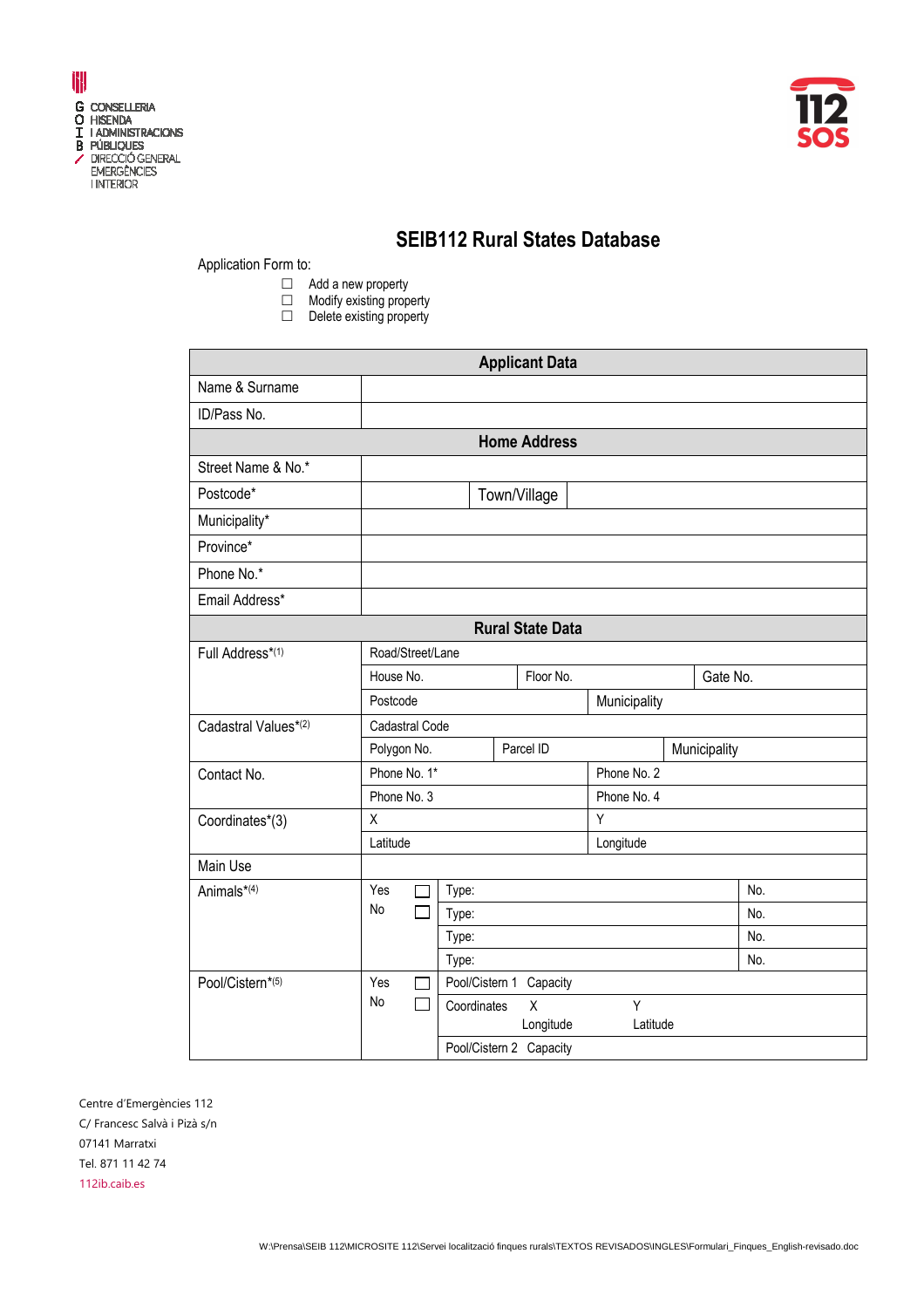G CONSELLERIA
O HISENDA
I I ADMINISTRACIONS
B PÚBLIQUES
/ DIRECCIÓ GENERAL
EMERGÈNCIES
I INTERIOR

112 SOS

# SEIB112 Rural States Database

Application Form to:

- ☐ Add a new property
- ☐ Modify existing property
- ☐ Delete existing property

| Applicant Data | | | | | |
|---|---|---|---|---|---|
| Name & Surname | | | | | |
| ID/Pass No. | | | | | |
| **Home Address** | | | | | |
| Street Name & No.* | | | | | |
| Postcode* | | Town/Village | | | |
| Municipality* | | | | | |
| Province* | | | | | |
| Phone No.* | | | | | |
| Email Address* | | | | | |
| **Rural State Data** | | | | | |
| Full Address*(1) | Road/Street/Lane | | | | |
| | House No. | Floor No. | Gate No. | | |
| | Postcode | Municipality | | | |
| Cadastral Values*(2) | Cadastral Code | | | | |
| | Polygon No. | Parcel ID | Municipality | | |
| Contact No. | Phone No. 1* | Phone No. 2 | | | |
| | Phone No. 3 | Phone No. 4 | | | |
| Coordinates*(3) | X | Y | | | |
| | Latitude | Longitude | | | |
| Main Use | | | | | |
| Animals*(4) | Yes ☐ | Type: | No. | | |
| | No ☐ | Type: | No. | | |
| | | Type: | No. | | |
| | | Type: | No. | | |
| Pool/Cistern*(5) | Yes ☐ | Pool/Cistern 1 Capacity | | | |
| | No ☐ | Coordinates X Longitude | Y Latitude | | |
| | | Pool/Cistern 2 Capacity | | | |

Centre d'Emergències 112
C/ Francesc Salvà i Pizà s/n
07141 Marratxi
Tel. 871 11 42 74
112ib.caib.es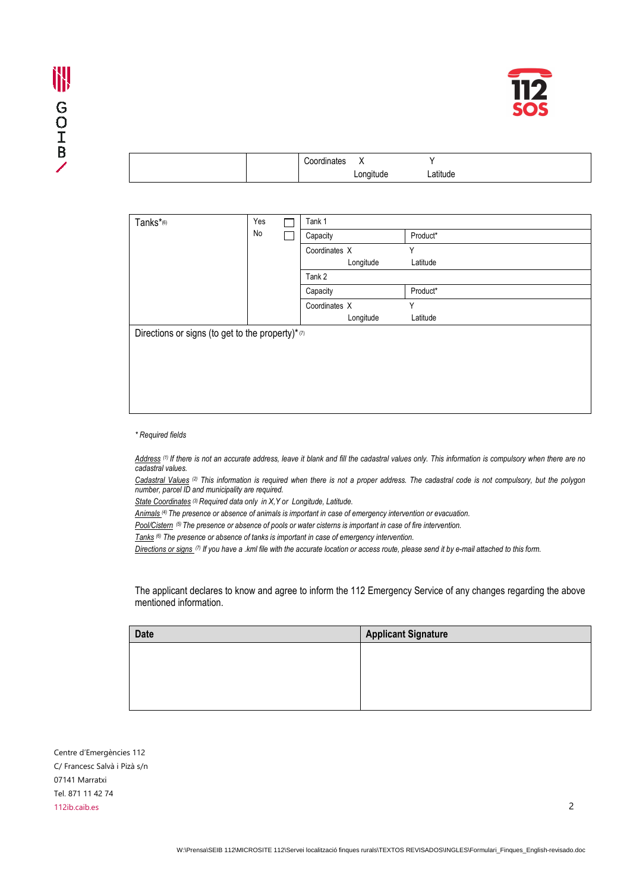| | | Coordinates X Longitude | Y Latitude |
|---|---|---|---|

| Tanks*[6] | Yes ☐ No ☐ | Tank 1 | |
|---|---|---|---|
| | | Capacity | Product* |
| | | Coordinates X Longitude | Y Latitude |
| | | Tank 2 | |
| | | Capacity | Product* |
| | | Coordinates X Longitude | Y Latitude |
| Directions or signs (to get to the property)* [7] | | | |

*\* Required fields*

*Address [1] If there is not an accurate address, leave it blank and fill the cadastral values only. This information is compulsory when there are no cadastral values.*

*Cadastral Values [2] This information is required when there is not a proper address. The cadastral code is not compulsory, but the polygon number, parcel ID and municipality are required.*

*State Coordinates [3] Required data only in X,Y or Longitude, Latitude.*

*Animals [4] The presence or absence of animals is important in case of emergency intervention or evacuation.*

*Pool/Cistern [5] The presence or absence of pools or water cisterns is important in case of fire intervention.*

*Tanks [6] The presence or absence of tanks is important in case of emergency intervention.*

*Directions or signs [7] If you have a .kml file with the accurate location or access route, please send it by e-mail attached to this form.*

The applicant declares to know and agree to inform the 112 Emergency Service of any changes regarding the above mentioned information.

| **Date** | **Applicant Signature** |
|---|---|
| | |

Centre d'Emergències 112
C/ Francesc Salvà i Pizà s/n
07141 Marratxi
Tel. 871 11 42 74
112ib.caib.es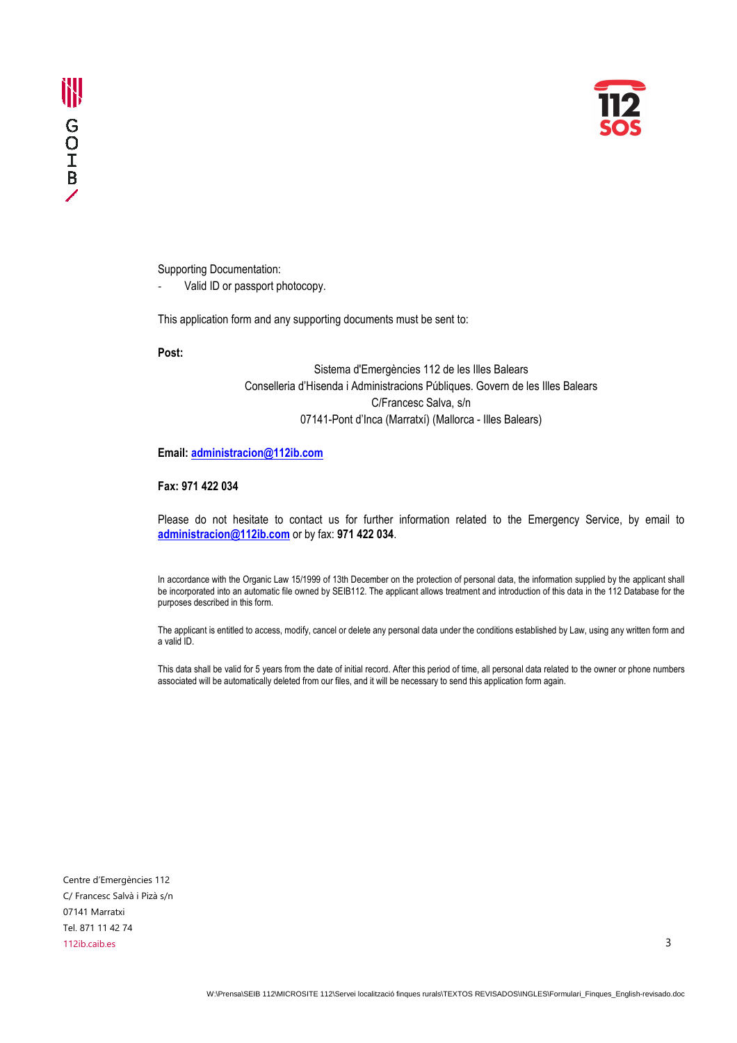Supporting Documentation:

- Valid ID or passport photocopy.

This application form and any supporting documents must be sent to:

**Post:**

Sistema d'Emergències 112 de les Illes Balears
Conselleria d'Hisenda i Administracions Públiques. Govern de les Illes Balears
C/Francesc Salva, s/n
07141-Pont d'Inca (Marratxí) (Mallorca - Illes Balears)

**Email: administracion@112ib.com**

**Fax: 971 422 034**

Please do not hesitate to contact us for further information related to the Emergency Service, by email to **administracion@112ib.com** or by fax: **971 422 034**.

In accordance with the Organic Law 15/1999 of 13th December on the protection of personal data, the information supplied by the applicant shall be incorporated into an automatic file owned by SEIB112. The applicant allows treatment and introduction of this data in the 112 Database for the purposes described in this form.

The applicant is entitled to access, modify, cancel or delete any personal data under the conditions established by Law, using any written form and a valid ID.

This data shall be valid for 5 years from the date of initial record. After this period of time, all personal data related to the owner or phone numbers associated will be automatically deleted from our files, and it will be necessary to send this application form again.

Centre d'Emergències 112
C/ Francesc Salvà i Pizà s/n
07141 Marratxi
Tel. 871 11 42 74
112ib.caib.es